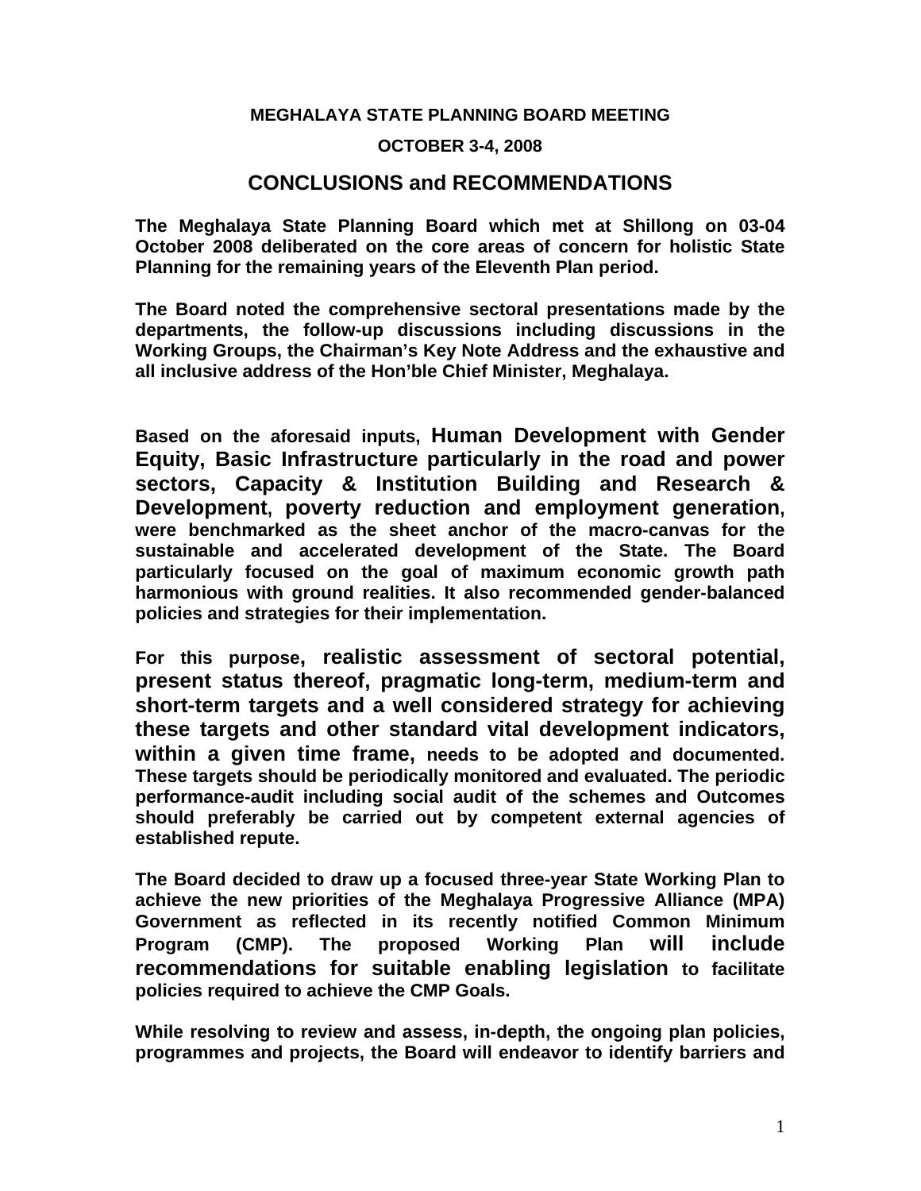**MEGHALAYA STATE PLANNING BOARD MEETING**

**OCTOBER 3-4, 2008**

## CONCLUSIONS and RECOMMENDATIONS

**The Meghalaya State Planning Board which met at Shillong on 03-04 October 2008 deliberated on the core areas of concern for holistic State Planning for the remaining years of the Eleventh Plan period.**

**The Board noted the comprehensive sectoral presentations made by the departments, the follow-up discussions including discussions in the Working Groups, the Chairman's Key Note Address and the exhaustive and all inclusive address of the Hon'ble Chief Minister, Meghalaya.**

**Based on the aforesaid inputs, Human Development with Gender Equity, Basic Infrastructure particularly in the road and power sectors, Capacity & Institution Building and Research & Development, poverty reduction and employment generation, were benchmarked as the sheet anchor of the macro-canvas for the sustainable and accelerated development of the State. The Board particularly focused on the goal of maximum economic growth path harmonious with ground realities. It also recommended gender-balanced policies and strategies for their implementation.**

**For this purpose, realistic assessment of sectoral potential, present status thereof, pragmatic long-term, medium-term and short-term targets and a well considered strategy for achieving these targets and other standard vital development indicators, within a given time frame, needs to be adopted and documented. These targets should be periodically monitored and evaluated. The periodic performance-audit including social audit of the schemes and Outcomes should preferably be carried out by competent external agencies of established repute.**

**The Board decided to draw up a focused three-year State Working Plan to achieve the new priorities of the Meghalaya Progressive Alliance (MPA) Government as reflected in its recently notified Common Minimum Program (CMP). The proposed Working Plan will include recommendations for suitable enabling legislation to facilitate policies required to achieve the CMP Goals.**

**While resolving to review and assess, in-depth, the ongoing plan policies, programmes and projects, the Board will endeavor to identify barriers and**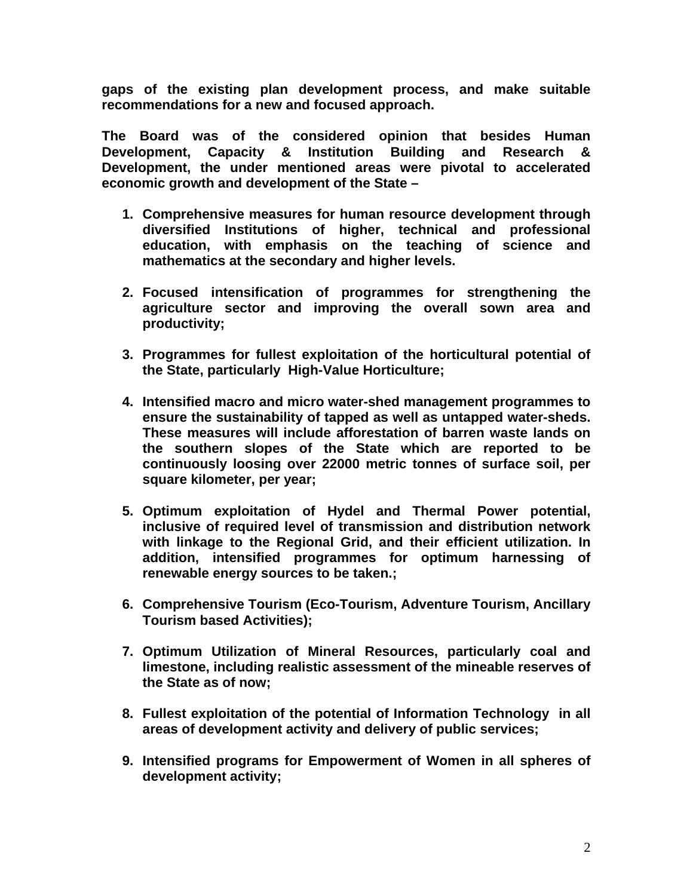**gaps of the existing plan development process, and make suitable recommendations for a new and focused approach.**

**The Board was of the considered opinion that besides Human Development, Capacity & Institution Building and Research & Development, the under mentioned areas were pivotal to accelerated economic growth and development of the State –**

1. **Comprehensive measures for human resource development through diversified Institutions of higher, technical and professional education, with emphasis on the teaching of science and mathematics at the secondary and higher levels.**

2. **Focused intensification of programmes for strengthening the agriculture sector and improving the overall sown area and productivity;**

3. **Programmes for fullest exploitation of the horticultural potential of the State, particularly High-Value Horticulture;**

4. **Intensified macro and micro water-shed management programmes to ensure the sustainability of tapped as well as untapped water-sheds. These measures will include afforestation of barren waste lands on the southern slopes of the State which are reported to be continuously loosing over 22000 metric tonnes of surface soil, per square kilometer, per year;**

5. **Optimum exploitation of Hydel and Thermal Power potential, inclusive of required level of transmission and distribution network with linkage to the Regional Grid, and their efficient utilization. In addition, intensified programmes for optimum harnessing of renewable energy sources to be taken.;**

6. **Comprehensive Tourism (Eco-Tourism, Adventure Tourism, Ancillary Tourism based Activities);**

7. **Optimum Utilization of Mineral Resources, particularly coal and limestone, including realistic assessment of the mineable reserves of the State as of now;**

8. **Fullest exploitation of the potential of Information Technology in all areas of development activity and delivery of public services;**

9. **Intensified programs for Empowerment of Women in all spheres of development activity;**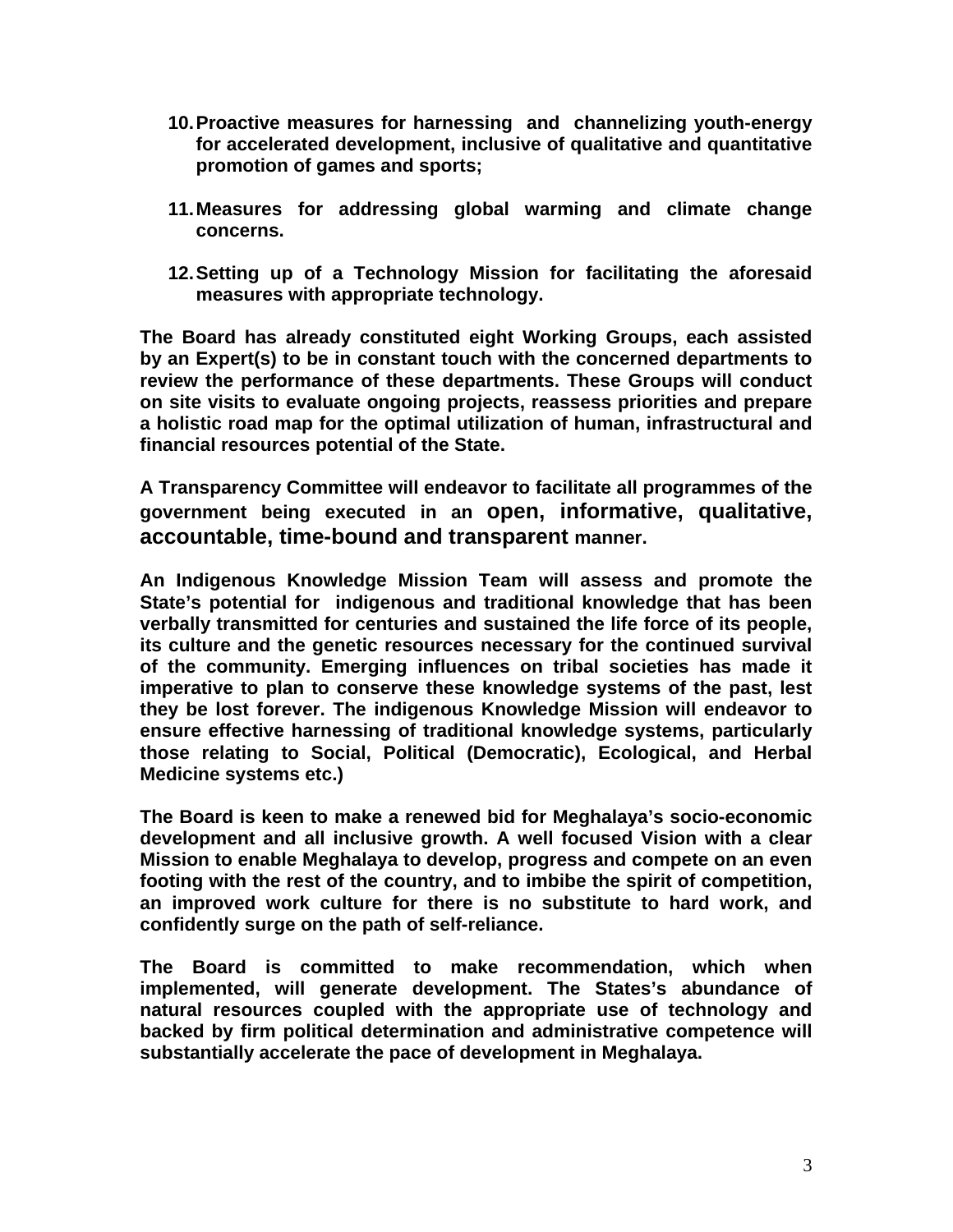10. **Proactive measures for harnessing and channelizing youth-energy for accelerated development, inclusive of qualitative and quantitative promotion of games and sports;**

11. **Measures for addressing global warming and climate change concerns.**

12. **Setting up of a Technology Mission for facilitating the aforesaid measures with appropriate technology.**

**The Board has already constituted eight Working Groups, each assisted by an Expert(s) to be in constant touch with the concerned departments to review the performance of these departments. These Groups will conduct on site visits to evaluate ongoing projects, reassess priorities and prepare a holistic road map for the optimal utilization of human, infrastructural and financial resources potential of the State.**

**A Transparency Committee will endeavor to facilitate all programmes of the government being executed in an open, informative, qualitative, accountable, time-bound and transparent manner.**

**An Indigenous Knowledge Mission Team will assess and promote the State's potential for indigenous and traditional knowledge that has been verbally transmitted for centuries and sustained the life force of its people, its culture and the genetic resources necessary for the continued survival of the community. Emerging influences on tribal societies has made it imperative to plan to conserve these knowledge systems of the past, lest they be lost forever. The indigenous Knowledge Mission will endeavor to ensure effective harnessing of traditional knowledge systems, particularly those relating to Social, Political (Democratic), Ecological, and Herbal Medicine systems etc.)**

**The Board is keen to make a renewed bid for Meghalaya's socio-economic development and all inclusive growth. A well focused Vision with a clear Mission to enable Meghalaya to develop, progress and compete on an even footing with the rest of the country, and to imbibe the spirit of competition, an improved work culture for there is no substitute to hard work, and confidently surge on the path of self-reliance.**

**The Board is committed to make recommendation, which when implemented, will generate development. The States's abundance of natural resources coupled with the appropriate use of technology and backed by firm political determination and administrative competence will substantially accelerate the pace of development in Meghalaya.**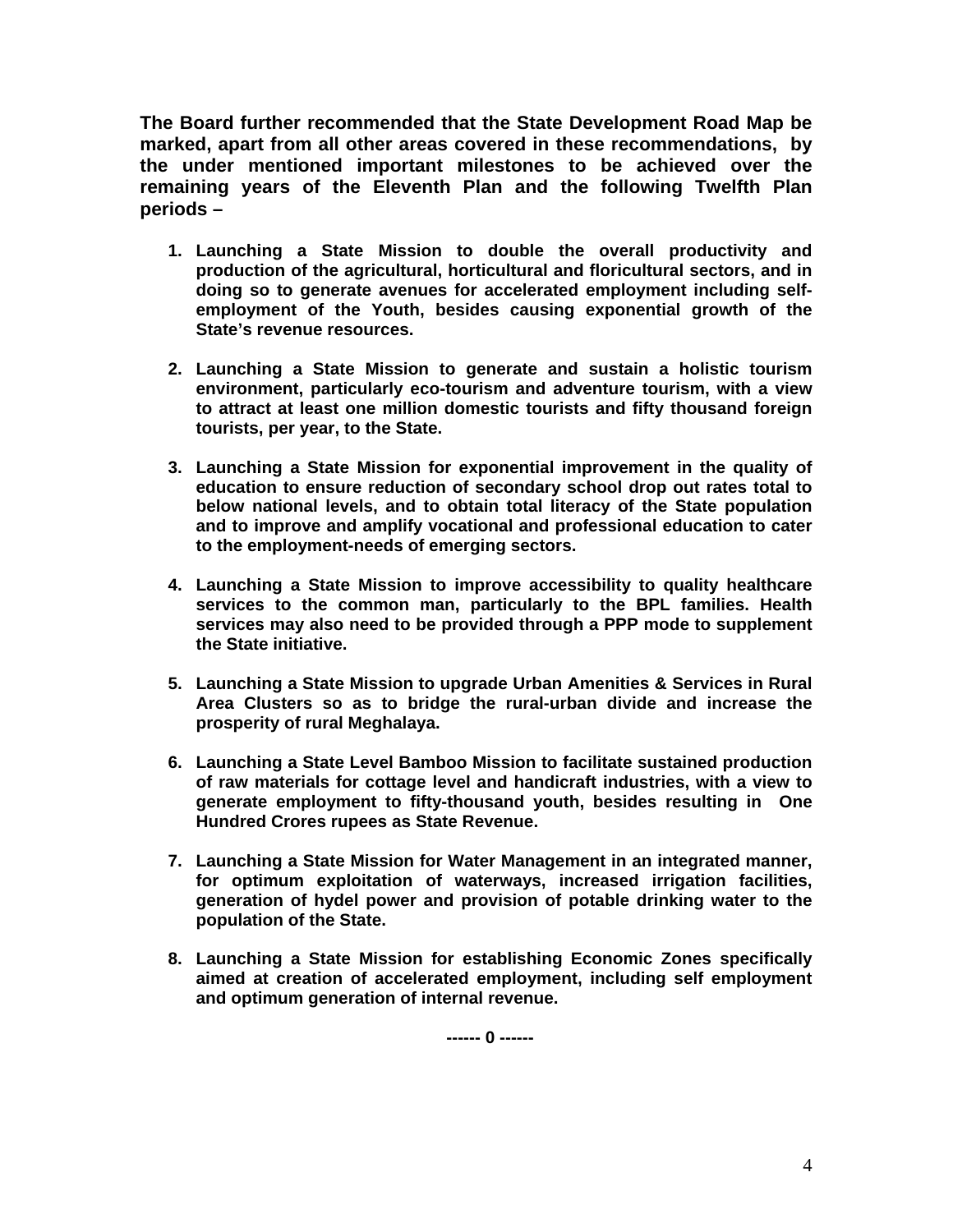**The Board further recommended that the State Development Road Map be marked, apart from all other areas covered in these recommendations, by the under mentioned important milestones to be achieved over the remaining years of the Eleventh Plan and the following Twelfth Plan periods –**

1. **Launching a State Mission to double the overall productivity and production of the agricultural, horticultural and floricultural sectors, and in doing so to generate avenues for accelerated employment including self-employment of the Youth, besides causing exponential growth of the State's revenue resources.**

2. **Launching a State Mission to generate and sustain a holistic tourism environment, particularly eco-tourism and adventure tourism, with a view to attract at least one million domestic tourists and fifty thousand foreign tourists, per year, to the State.**

3. **Launching a State Mission for exponential improvement in the quality of education to ensure reduction of secondary school drop out rates total to below national levels, and to obtain total literacy of the State population and to improve and amplify vocational and professional education to cater to the employment-needs of emerging sectors.**

4. **Launching a State Mission to improve accessibility to quality healthcare services to the common man, particularly to the BPL families. Health services may also need to be provided through a PPP mode to supplement the State initiative.**

5. **Launching a State Mission to upgrade Urban Amenities & Services in Rural Area Clusters so as to bridge the rural-urban divide and increase the prosperity of rural Meghalaya.**

6. **Launching a State Level Bamboo Mission to facilitate sustained production of raw materials for cottage level and handicraft industries, with a view to generate employment to fifty-thousand youth, besides resulting in One Hundred Crores rupees as State Revenue.**

7. **Launching a State Mission for Water Management in an integrated manner, for optimum exploitation of waterways, increased irrigation facilities, generation of hydel power and provision of potable drinking water to the population of the State.**

8. **Launching a State Mission for establishing Economic Zones specifically aimed at creation of accelerated employment, including self employment and optimum generation of internal revenue.**

**------ 0 ------**